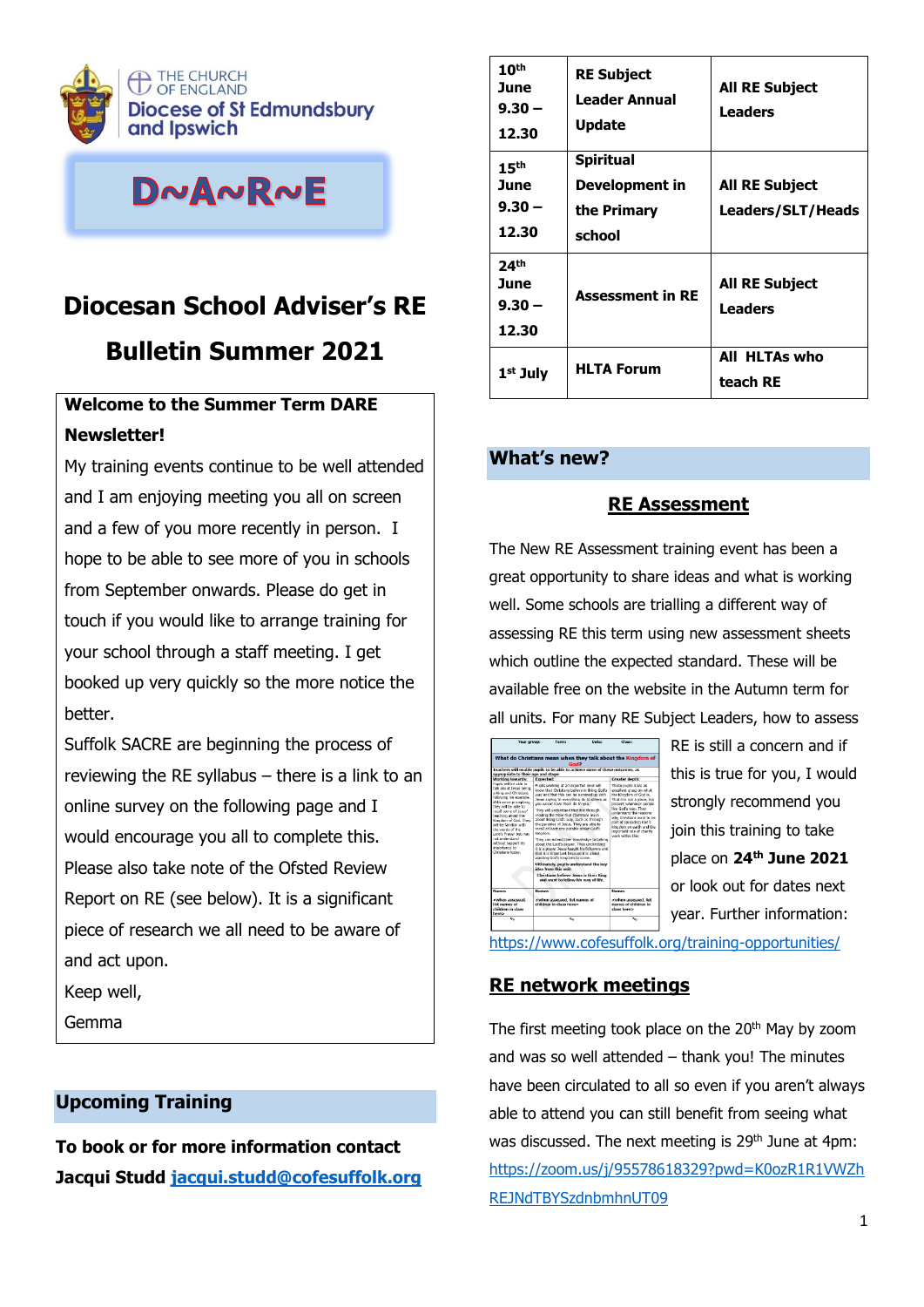THE CHURCH OF ENGLAND
Diocese of St Edmundsbury and Ipswich

D~A~R~E

# Diocesan School Adviser's RE Bulletin Summer 2021

**Welcome to the Summer Term DARE Newsletter!**

My training events continue to be well attended and I am enjoying meeting you all on screen and a few of you more recently in person. I hope to be able to see more of you in schools from September onwards. Please do get in touch if you would like to arrange training for your school through a staff meeting. I get booked up very quickly so the more notice the better.

Suffolk SACRE are beginning the process of reviewing the RE syllabus – there is a link to an online survey on the following page and I would encourage you all to complete this.

Please also take note of the Ofsted Review Report on RE (see below). It is a significant piece of research we all need to be aware of and act upon.

Keep well,

Gemma

## Upcoming Training

**To book or for more information contact Jacqui Studd jacqui.studd@cofesuffolk.org**

| Date | Event | Audience |
|---|---|---|
| **10th June 9.30 – 12.30** | **RE Subject Leader Annual Update** | **All RE Subject Leaders** |
| **15th June 9.30 – 12.30** | **Spiritual Development in the Primary school** | **All RE Subject Leaders/SLT/Heads** |
| **24th June 9.30 – 12.30** | **Assessment in RE** | **All RE Subject Leaders** |
| **1st July** | **HLTA Forum** | **All HLTAs who teach RE** |

## What's new?

### RE Assessment

The New RE Assessment training event has been a great opportunity to share ideas and what is working well. Some schools are trialling a different way of assessing RE this term using new assessment sheets which outline the expected standard. These will be available free on the website in the Autumn term for all units. For many RE Subject Leaders, how to assess RE is still a concern and if this is true for you, I would strongly recommend you join this training to take place on **24th June 2021** or look out for dates next year. Further information:
https://www.cofesuffolk.org/training-opportunities/

### RE network meetings

The first meeting took place on the 20th May by zoom and was so well attended – thank you! The minutes have been circulated to all so even if you aren't always able to attend you can still benefit from seeing what was discussed. The next meeting is 29th June at 4pm:
https://zoom.us/j/95578618329?pwd=K0ozR1R1VWZhREJNdTBYSzdnbmhnUT09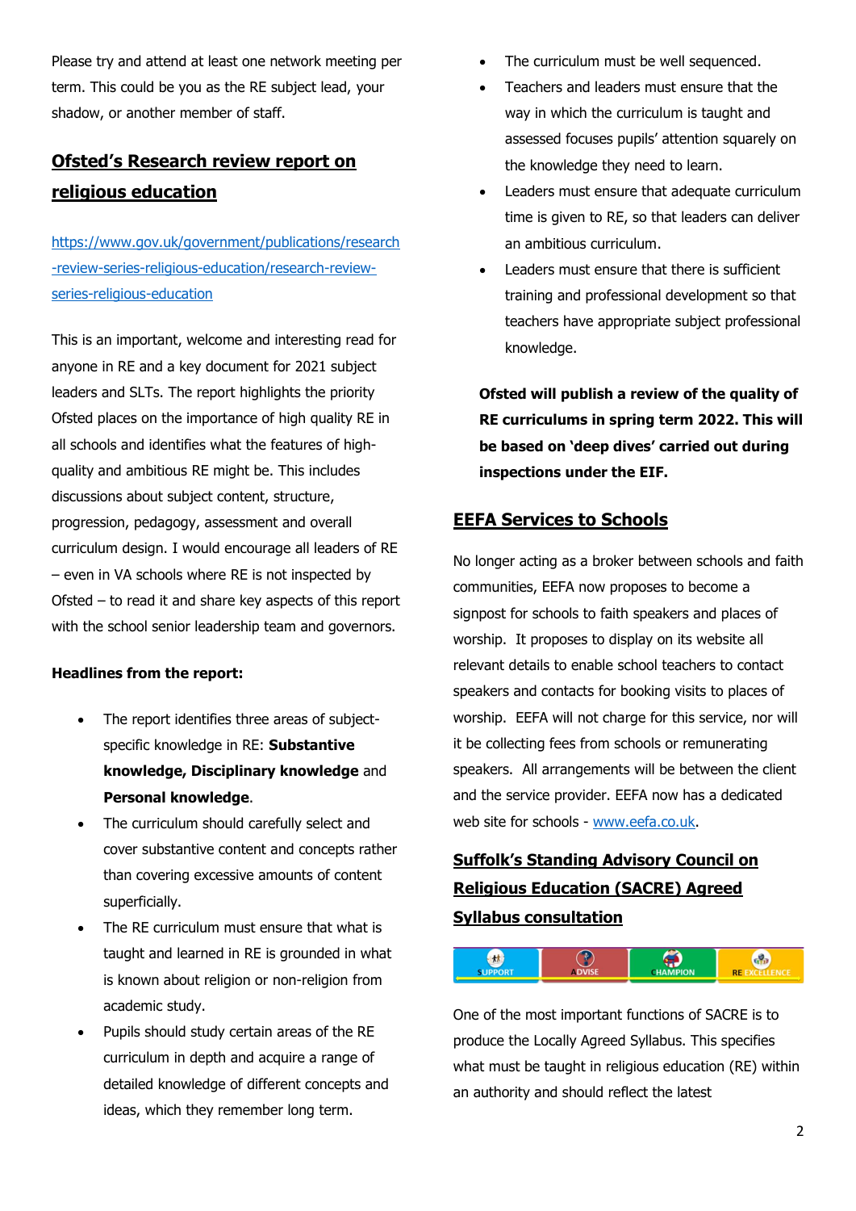Please try and attend at least one network meeting per term. This could be you as the RE subject lead, your shadow, or another member of staff.

## Ofsted's Research review report on religious education

https://www.gov.uk/government/publications/research-review-series-religious-education/research-review-series-religious-education

This is an important, welcome and interesting read for anyone in RE and a key document for 2021 subject leaders and SLTs. The report highlights the priority Ofsted places on the importance of high quality RE in all schools and identifies what the features of high-quality and ambitious RE might be. This includes discussions about subject content, structure, progression, pedagogy, assessment and overall curriculum design. I would encourage all leaders of RE – even in VA schools where RE is not inspected by Ofsted – to read it and share key aspects of this report with the school senior leadership team and governors.

**Headlines from the report:**

- The report identifies three areas of subject-specific knowledge in RE: **Substantive knowledge, Disciplinary knowledge** and **Personal knowledge**.
- The curriculum should carefully select and cover substantive content and concepts rather than covering excessive amounts of content superficially.
- The RE curriculum must ensure that what is taught and learned in RE is grounded in what is known about religion or non-religion from academic study.
- Pupils should study certain areas of the RE curriculum in depth and acquire a range of detailed knowledge of different concepts and ideas, which they remember long term.
- The curriculum must be well sequenced.
- Teachers and leaders must ensure that the way in which the curriculum is taught and assessed focuses pupils' attention squarely on the knowledge they need to learn.
- Leaders must ensure that adequate curriculum time is given to RE, so that leaders can deliver an ambitious curriculum.
- Leaders must ensure that there is sufficient training and professional development so that teachers have appropriate subject professional knowledge.

**Ofsted will publish a review of the quality of RE curriculums in spring term 2022. This will be based on 'deep dives' carried out during inspections under the EIF.**

## EEFA Services to Schools

No longer acting as a broker between schools and faith communities, EEFA now proposes to become a signpost for schools to faith speakers and places of worship. It proposes to display on its website all relevant details to enable school teachers to contact speakers and contacts for booking visits to places of worship. EEFA will not charge for this service, nor will it be collecting fees from schools or remunerating speakers. All arrangements will be between the client and the service provider. EEFA now has a dedicated web site for schools - www.eefa.co.uk.

## Suffolk's Standing Advisory Council on Religious Education (SACRE) Agreed Syllabus consultation

SUPPORT | ADVISE | CHAMPION | RE EXCELLENCE

One of the most important functions of SACRE is to produce the Locally Agreed Syllabus. This specifies what must be taught in religious education (RE) within an authority and should reflect the latest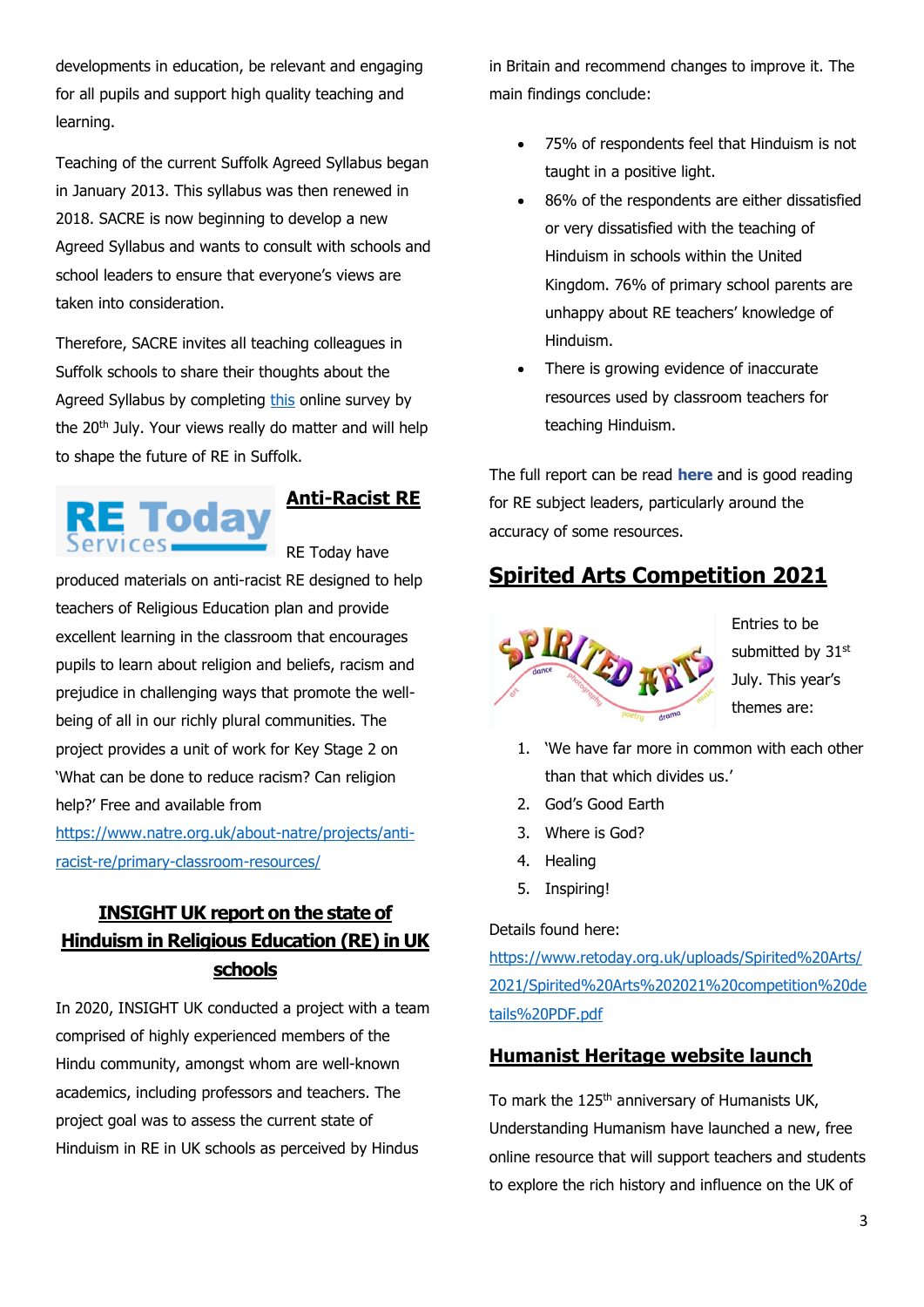developments in education, be relevant and engaging for all pupils and support high quality teaching and learning.

Teaching of the current Suffolk Agreed Syllabus began in January 2013. This syllabus was then renewed in 2018. SACRE is now beginning to develop a new Agreed Syllabus and wants to consult with schools and school leaders to ensure that everyone's views are taken into consideration.

Therefore, SACRE invites all teaching colleagues in Suffolk schools to share their thoughts about the Agreed Syllabus by completing this online survey by the 20th July. Your views really do matter and will help to shape the future of RE in Suffolk.

## Anti-Racist RE

RE Today have produced materials on anti-racist RE designed to help teachers of Religious Education plan and provide excellent learning in the classroom that encourages pupils to learn about religion and beliefs, racism and prejudice in challenging ways that promote the well-being of all in our richly plural communities. The project provides a unit of work for Key Stage 2 on 'What can be done to reduce racism? Can religion help?' Free and available from https://www.natre.org.uk/about-natre/projects/anti-racist-re/primary-classroom-resources/

## INSIGHT UK report on the state of Hinduism in Religious Education (RE) in UK schools

In 2020, INSIGHT UK conducted a project with a team comprised of highly experienced members of the Hindu community, amongst whom are well-known academics, including professors and teachers. The project goal was to assess the current state of Hinduism in RE in UK schools as perceived by Hindus in Britain and recommend changes to improve it. The main findings conclude:

- 75% of respondents feel that Hinduism is not taught in a positive light.
- 86% of the respondents are either dissatisfied or very dissatisfied with the teaching of Hinduism in schools within the United Kingdom. 76% of primary school parents are unhappy about RE teachers' knowledge of Hinduism.
- There is growing evidence of inaccurate resources used by classroom teachers for teaching Hinduism.

The full report can be read **here** and is good reading for RE subject leaders, particularly around the accuracy of some resources.

## Spirited Arts Competition 2021

Entries to be submitted by 31st July. This year's themes are:

1. 'We have far more in common with each other than that which divides us.'
2. God's Good Earth
3. Where is God?
4. Healing
5. Inspiring!

Details found here:
https://www.retoday.org.uk/uploads/Spirited%20Arts/2021/Spirited%20Arts%202021%20competition%20details%20PDF.pdf

## Humanist Heritage website launch

To mark the 125th anniversary of Humanists UK, Understanding Humanism have launched a new, free online resource that will support teachers and students to explore the rich history and influence on the UK of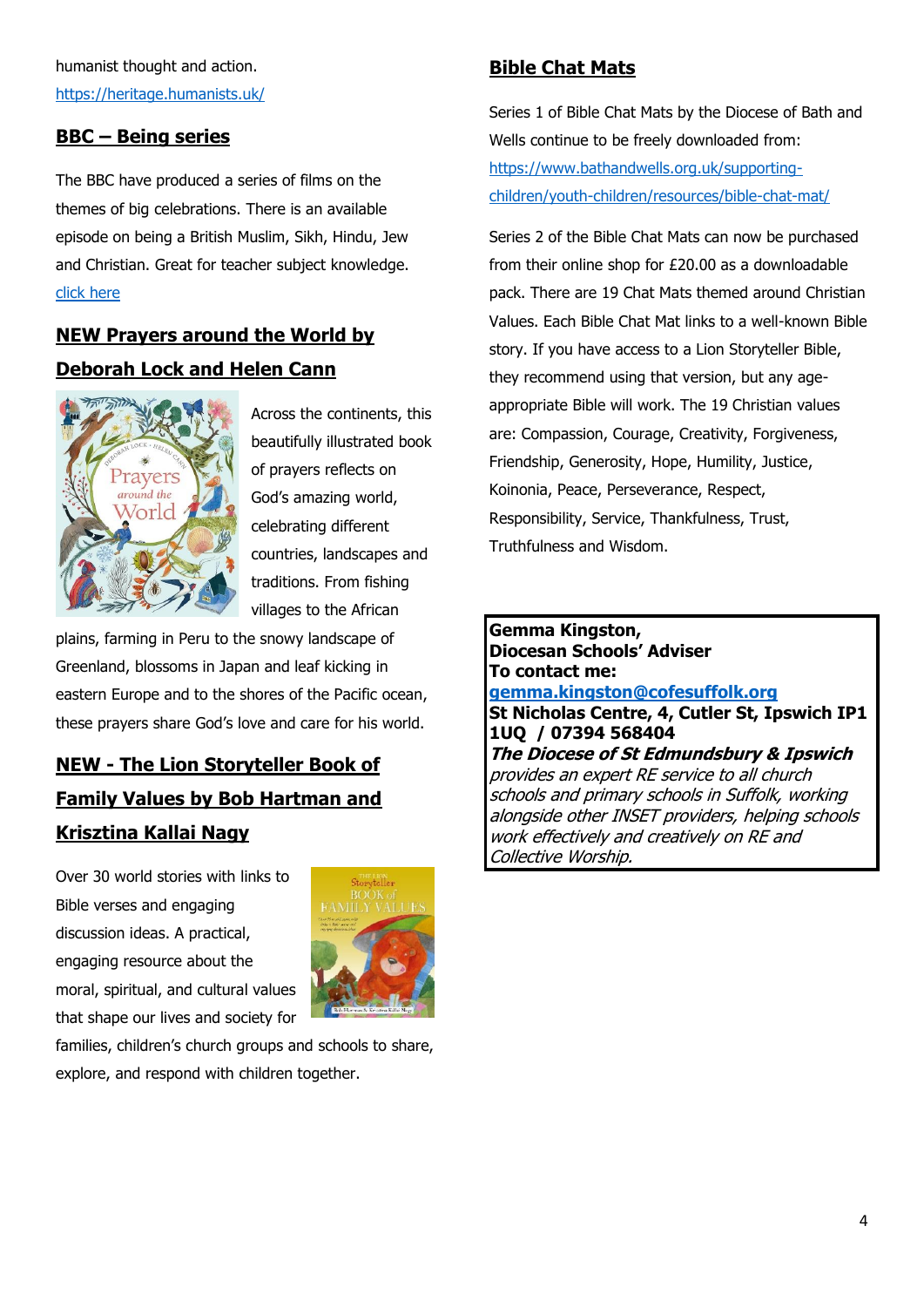humanist thought and action.
https://heritage.humanists.uk/

## BBC – Being series

The BBC have produced a series of films on the themes of big celebrations. There is an available episode on being a British Muslim, Sikh, Hindu, Jew and Christian. Great for teacher subject knowledge. click here

## NEW Prayers around the World by Deborah Lock and Helen Cann

Across the continents, this beautifully illustrated book of prayers reflects on God's amazing world, celebrating different countries, landscapes and traditions. From fishing villages to the African plains, farming in Peru to the snowy landscape of Greenland, blossoms in Japan and leaf kicking in eastern Europe and to the shores of the Pacific ocean, these prayers share God's love and care for his world.

## NEW - The Lion Storyteller Book of Family Values by Bob Hartman and Krisztina Kallai Nagy

Over 30 world stories with links to Bible verses and engaging discussion ideas. A practical, engaging resource about the moral, spiritual, and cultural values that shape our lives and society for families, children's church groups and schools to share, explore, and respond with children together.

## Bible Chat Mats

Series 1 of Bible Chat Mats by the Diocese of Bath and Wells continue to be freely downloaded from: https://www.bathandwells.org.uk/supporting-children/youth-children/resources/bible-chat-mat/

Series 2 of the Bible Chat Mats can now be purchased from their online shop for £20.00 as a downloadable pack. There are 19 Chat Mats themed around Christian Values. Each Bible Chat Mat links to a well-known Bible story. If you have access to a Lion Storyteller Bible, they recommend using that version, but any age-appropriate Bible will work. The 19 Christian values are: Compassion, Courage, Creativity, Forgiveness, Friendship, Generosity, Hope, Humility, Justice, Koinonia, Peace, Perseverance, Respect, Responsibility, Service, Thankfulness, Trust, Truthfulness and Wisdom.

**Gemma Kingston,**
**Diocesan Schools' Adviser**
**To contact me:**
**gemma.kingston@cofesuffolk.org**
**St Nicholas Centre, 4, Cutler St, Ipswich IP1 1UQ / 07394 568404**
***The Diocese of St Edmundsbury & Ipswich*** *provides an expert RE service to all church schools and primary schools in Suffolk, working alongside other INSET providers, helping schools work effectively and creatively on RE and Collective Worship.*